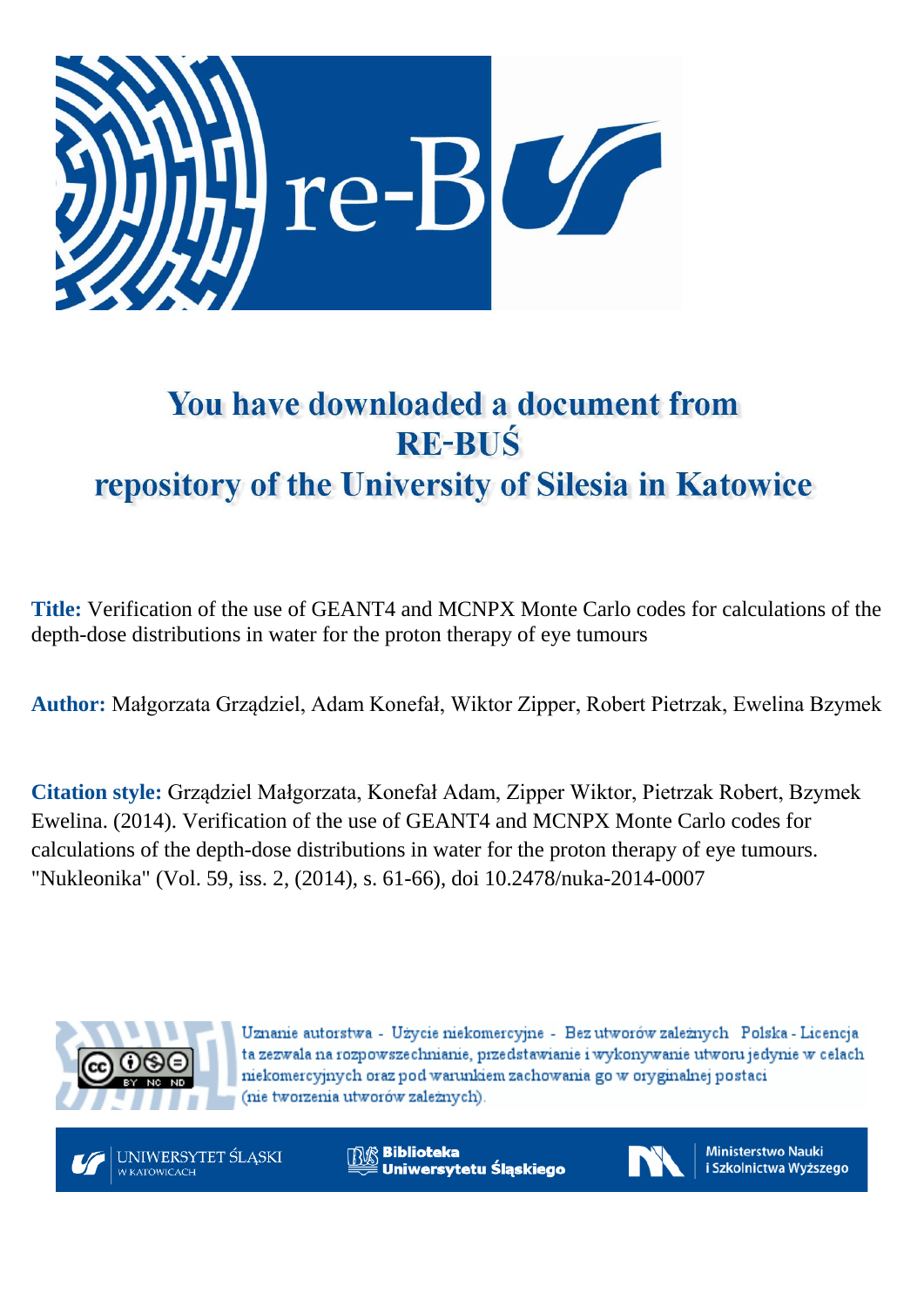# You have downloaded a document from RE-BUŚ repository of the University of Silesia in Katowice

**Title:** Verification of the use of GEANT4 and MCNPX Monte Carlo codes for calculations of the depth-dose distributions in water for the proton therapy of eye tumours

**Author:** Małgorzata Grządziel, Adam Konefał, Wiktor Zipper, Robert Pietrzak, Ewelina Bzymek

**Citation style:** Grządziel Małgorzata, Konefał Adam, Zipper Wiktor, Pietrzak Robert, Bzymek Ewelina. (2014). Verification of the use of GEANT4 and MCNPX Monte Carlo codes for calculations of the depth-dose distributions in water for the proton therapy of eye tumours. "Nukleonika" (Vol. 59, iss. 2, (2014), s. 61-66), doi 10.2478/nuka-2014-0007

Uznanie autorstwa - Użycie niekomercyjne - Bez utworów zależnych Polska - Licencja ta zezwala na rozpowszechnianie, przedstawianie i wykonywanie utworu jedynie w celach niekomercyjnych oraz pod warunkiem zachowania go w oryginalnej postaci (nie tworzenia utworów zależnych).

UNIWERSYTET ŚLĄSKI W KATOWICACH

Biblioteka Uniwersytetu Śląskiego

Ministerstwo Nauki i Szkolnictwa Wyższego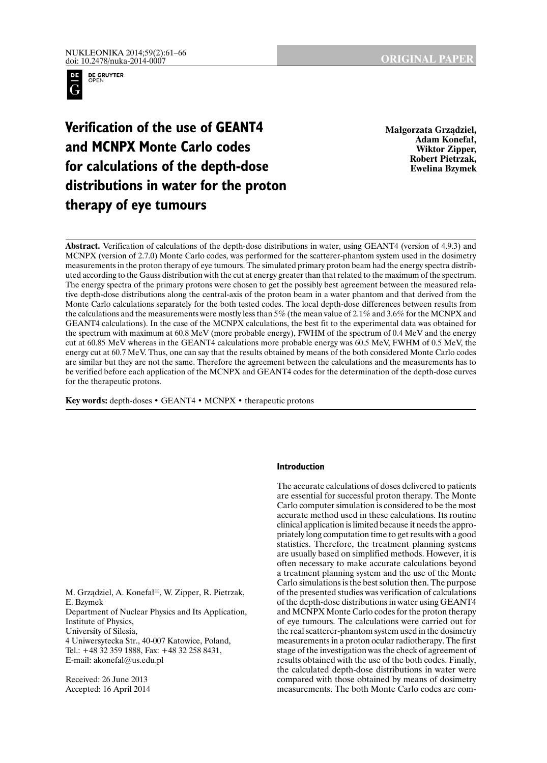# Verification of the use of GEANT4 and MCNPX Monte Carlo codes for calculations of the depth-dose distributions in water for the proton therapy of eye tumours

**Małgorzata Grządziel, Adam Konefał, Wiktor Zipper, Robert Pietrzak, Ewelina Bzymek**

**Abstract.** Verification of calculations of the depth-dose distributions in water, using GEANT4 (version of 4.9.3) and MCNPX (version of 2.7.0) Monte Carlo codes, was performed for the scatterer-phantom system used in the dosimetry measurements in the proton therapy of eye tumours. The simulated primary proton beam had the energy spectra distributed according to the Gauss distribution with the cut at energy greater than that related to the maximum of the spectrum. The energy spectra of the primary protons were chosen to get the possibly best agreement between the measured relative depth-dose distributions along the central-axis of the proton beam in a water phantom and that derived from the Monte Carlo calculations separately for the both tested codes. The local depth-dose differences between results from the calculations and the measurements were mostly less than 5% (the mean value of 2.1% and 3.6% for the MCNPX and GEANT4 calculations). In the case of the MCNPX calculations, the best fit to the experimental data was obtained for the spectrum with maximum at 60.8 MeV (more probable energy), FWHM of the spectrum of 0.4 MeV and the energy cut at 60.85 MeV whereas in the GEANT4 calculations more probable energy was 60.5 MeV, FWHM of 0.5 MeV, the energy cut at 60.7 MeV. Thus, one can say that the results obtained by means of the both considered Monte Carlo codes are similar but they are not the same. Therefore the agreement between the calculations and the measurements has to be verified before each application of the MCNPX and GEANT4 codes for the determination of the depth-dose curves for the therapeutic protons.

**Key words:** depth-doses • GEANT4 • MCNPX • therapeutic protons

M. Grządziel, A. Konefał✉, W. Zipper, R. Pietrzak, E. Bzymek
Department of Nuclear Physics and Its Application, Institute of Physics, University of Silesia,
4 Uniwersytecka Str., 40-007 Katowice, Poland,
Tel.: +48 32 359 1888, Fax: +48 32 258 8431,
E-mail: akonefal@us.edu.pl

Received: 26 June 2013
Accepted: 16 April 2014

## Introduction

The accurate calculations of doses delivered to patients are essential for successful proton therapy. The Monte Carlo computer simulation is considered to be the most accurate method used in these calculations. Its routine clinical application is limited because it needs the appropriately long computation time to get results with a good statistics. Therefore, the treatment planning systems are usually based on simplified methods. However, it is often necessary to make accurate calculations beyond a treatment planning system and the use of the Monte Carlo simulations is the best solution then. The purpose of the presented studies was verification of calculations of the depth-dose distributions in water using GEANT4 and MCNPX Monte Carlo codes for the proton therapy of eye tumours. The calculations were carried out for the real scatterer-phantom system used in the dosimetry measurements in a proton ocular radiotherapy. The first stage of the investigation was the check of agreement of results obtained with the use of the both codes. Finally, the calculated depth-dose distributions in water were compared with those obtained by means of dosimetry measurements. The both Monte Carlo codes are com-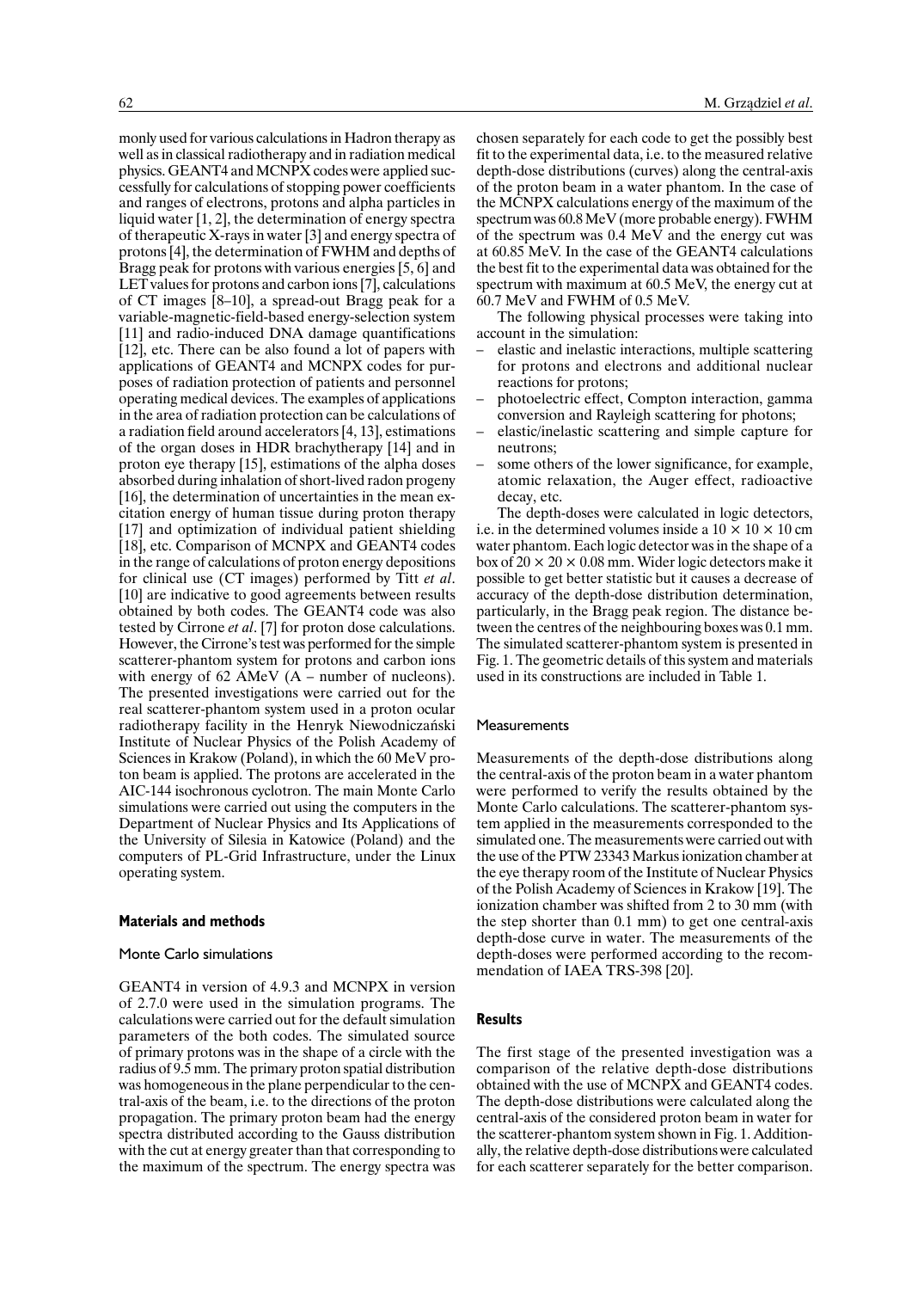monly used for various calculations in Hadron therapy as well as in classical radiotherapy and in radiation medical physics. GEANT4 and MCNPX codes were applied successfully for calculations of stopping power coefficients and ranges of electrons, protons and alpha particles in liquid water [1, 2], the determination of energy spectra of therapeutic X-rays in water [3] and energy spectra of protons [4], the determination of FWHM and depths of Bragg peak for protons with various energies [5, 6] and LET values for protons and carbon ions [7], calculations of CT images [8–10], a spread-out Bragg peak for a variable-magnetic-field-based energy-selection system [11] and radio-induced DNA damage quantifications [12], etc. There can be also found a lot of papers with applications of GEANT4 and MCNPX codes for purposes of radiation protection of patients and personnel operating medical devices. The examples of applications in the area of radiation protection can be calculations of a radiation field around accelerators [4, 13], estimations of the organ doses in HDR brachytherapy [14] and in proton eye therapy [15], estimations of the alpha doses absorbed during inhalation of short-lived radon progeny [16], the determination of uncertainties in the mean excitation energy of human tissue during proton therapy [17] and optimization of individual patient shielding [18], etc. Comparison of MCNPX and GEANT4 codes in the range of calculations of proton energy depositions for clinical use (CT images) performed by Titt *et al*. [10] are indicative to good agreements between results obtained by both codes. The GEANT4 code was also tested by Cirrone *et al*. [7] for proton dose calculations. However, the Cirrone's test was performed for the simple scatterer-phantom system for protons and carbon ions with energy of 62 AMeV (A – number of nucleons). The presented investigations were carried out for the real scatterer-phantom system used in a proton ocular radiotherapy facility in the Henryk Niewodniczański Institute of Nuclear Physics of the Polish Academy of Sciences in Krakow (Poland), in which the 60 MeV proton beam is applied. The protons are accelerated in the AIC-144 isochronous cyclotron. The main Monte Carlo simulations were carried out using the computers in the Department of Nuclear Physics and Its Applications of the University of Silesia in Katowice (Poland) and the computers of PL-Grid Infrastructure, under the Linux operating system.

## Materials and methods

### Monte Carlo simulations

GEANT4 in version of 4.9.3 and MCNPX in version of 2.7.0 were used in the simulation programs. The calculations were carried out for the default simulation parameters of the both codes. The simulated source of primary protons was in the shape of a circle with the radius of 9.5 mm. The primary proton spatial distribution was homogeneous in the plane perpendicular to the central-axis of the beam, i.e. to the directions of the proton propagation. The primary proton beam had the energy spectra distributed according to the Gauss distribution with the cut at energy greater than that corresponding to the maximum of the spectrum. The energy spectra was chosen separately for each code to get the possibly best fit to the experimental data, i.e. to the measured relative depth-dose distributions (curves) along the central-axis of the proton beam in a water phantom. In the case of the MCNPX calculations energy of the maximum of the spectrum was 60.8 MeV (more probable energy). FWHM of the spectrum was 0.4 MeV and the energy cut was at 60.85 MeV. In the case of the GEANT4 calculations the best fit to the experimental data was obtained for the spectrum with maximum at 60.5 MeV, the energy cut at 60.7 MeV and FWHM of 0.5 MeV.

The following physical processes were taking into account in the simulation:

- elastic and inelastic interactions, multiple scattering for protons and electrons and additional nuclear reactions for protons;
- photoelectric effect, Compton interaction, gamma conversion and Rayleigh scattering for photons;
- elastic/inelastic scattering and simple capture for neutrons;
- some others of the lower significance, for example, atomic relaxation, the Auger effect, radioactive decay, etc.

The depth-doses were calculated in logic detectors, i.e. in the determined volumes inside a $10 \times 10 \times 10$ cm water phantom. Each logic detector was in the shape of a box of $20 \times 20 \times 0.08$ mm. Wider logic detectors make it possible to get better statistic but it causes a decrease of accuracy of the depth-dose distribution determination, particularly, in the Bragg peak region. The distance between the centres of the neighbouring boxes was 0.1 mm. The simulated scatterer-phantom system is presented in Fig. 1. The geometric details of this system and materials used in its constructions are included in Table 1.

### Measurements

Measurements of the depth-dose distributions along the central-axis of the proton beam in a water phantom were performed to verify the results obtained by the Monte Carlo calculations. The scatterer-phantom system applied in the measurements corresponded to the simulated one. The measurements were carried out with the use of the PTW 23343 Markus ionization chamber at the eye therapy room of the Institute of Nuclear Physics of the Polish Academy of Sciences in Krakow [19]. The ionization chamber was shifted from 2 to 30 mm (with the step shorter than 0.1 mm) to get one central-axis depth-dose curve in water. The measurements of the depth-doses were performed according to the recommendation of IAEA TRS-398 [20].

## Results

The first stage of the presented investigation was a comparison of the relative depth-dose distributions obtained with the use of MCNPX and GEANT4 codes. The depth-dose distributions were calculated along the central-axis of the considered proton beam in water for the scatterer-phantom system shown in Fig. 1. Additionally, the relative depth-dose distributions were calculated for each scatterer separately for the better comparison.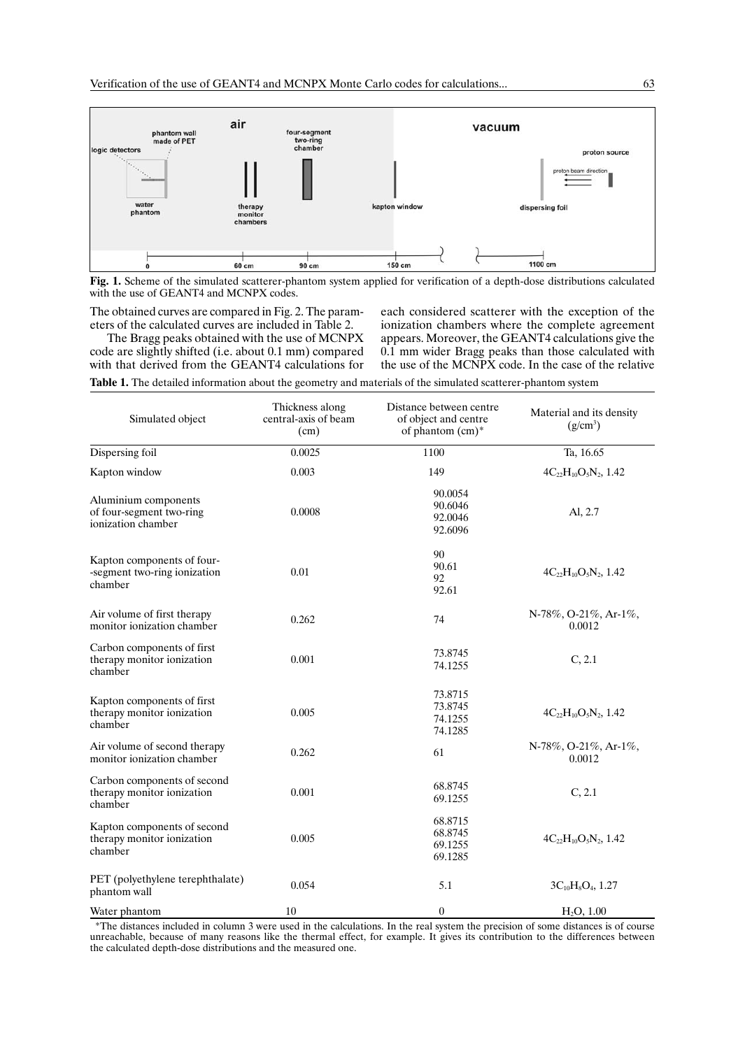Fig. 1. Scheme of the simulated scatterer-phantom system applied for verification of a depth-dose distributions calculated with the use of GEANT4 and MCNPX codes.

The obtained curves are compared in Fig. 2. The parameters of the calculated curves are included in Table 2.

The Bragg peaks obtained with the use of MCNPX code are slightly shifted (i.e. about 0.1 mm) compared with that derived from the GEANT4 calculations for each considered scatterer with the exception of the ionization chambers where the complete agreement appears. Moreover, the GEANT4 calculations give the 0.1 mm wider Bragg peaks than those calculated with the use of the MCNPX code. In the case of the relative

**Table 1.** The detailed information about the geometry and materials of the simulated scatterer-phantom system

| Simulated object | Thickness along central-axis of beam (cm) | Distance between centre of object and centre of phantom (cm)* | Material and its density (g/cm$^3$) |
|---|---|---|---|
| Dispersing foil | 0.0025 | 1100 | Ta, 16.65 |
| Kapton window | 0.003 | 149 | $4C_{22}H_{10}O_5N_2$, 1.42 |
| Aluminium components of four-segment two-ring ionization chamber | 0.0008 | 90.0054<br>90.6046<br>92.0046<br>92.6096 | Al, 2.7 |
| Kapton components of four-segment two-ring ionization chamber | 0.01 | 90<br>90.61<br>92<br>92.61 | $4C_{22}H_{10}O_5N_2$, 1.42 |
| Air volume of first therapy monitor ionization chamber | 0.262 | 74 | N-78%, O-21%, Ar-1%, 0.0012 |
| Carbon components of first therapy monitor ionization chamber | 0.001 | 73.8745<br>74.1255 | C, 2.1 |
| Kapton components of first therapy monitor ionization chamber | 0.005 | 73.8715<br>73.8745<br>74.1255<br>74.1285 | $4C_{22}H_{10}O_5N_2$, 1.42 |
| Air volume of second therapy monitor ionization chamber | 0.262 | 61 | N-78%, O-21%, Ar-1%, 0.0012 |
| Carbon components of second therapy monitor ionization chamber | 0.001 | 68.8745<br>69.1255 | C, 2.1 |
| Kapton components of second therapy monitor ionization chamber | 0.005 | 68.8715<br>68.8745<br>69.1255<br>69.1285 | $4C_{22}H_{10}O_5N_2$, 1.42 |
| PET (polyethylene terephthalate) phantom wall | 0.054 | 5.1 | $3C_{10}H_8O_4$, 1.27 |
| Water phantom | 10 | 0 | $H_2O$, 1.00 |

*The distances included in column 3 were used in the calculations. In the real system the precision of some distances is of course unreachable, because of many reasons like the thermal effect, for example. It gives its contribution to the differences between the calculated depth-dose distributions and the measured one.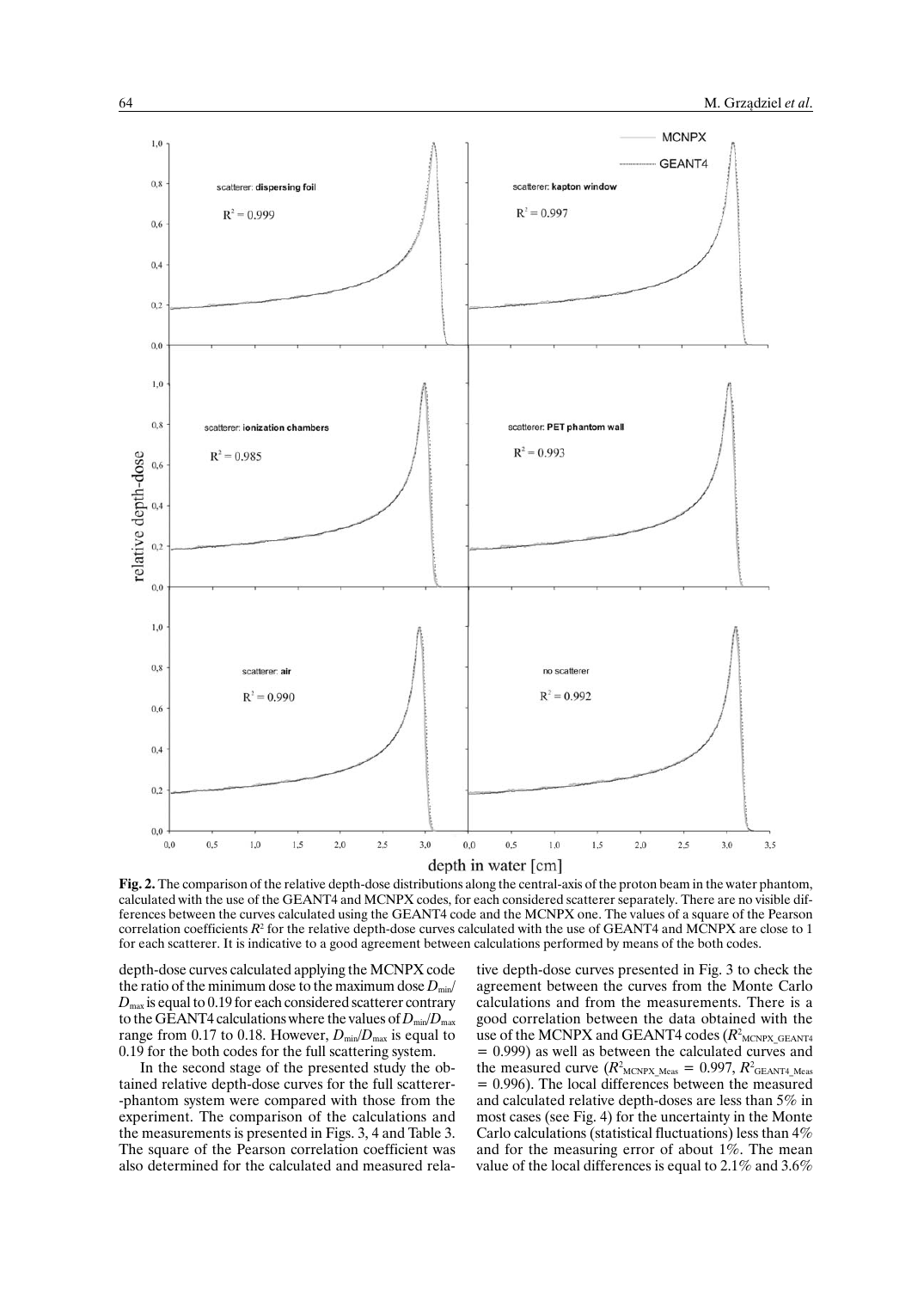**Fig. 2.** The comparison of the relative depth-dose distributions along the central-axis of the proton beam in the water phantom, calculated with the use of the GEANT4 and MCNPX codes, for each considered scatterer separately. There are no visible differences between the curves calculated using the GEANT4 code and the MCNPX one. The values of a square of the Pearson correlation coefficients $R^2$ for the relative depth-dose curves calculated with the use of GEANT4 and MCNPX are close to 1 for each scatterer. It is indicative to a good agreement between calculations performed by means of the both codes.

depth-dose curves calculated applying the MCNPX code the ratio of the minimum dose to the maximum dose $D_{min}/D_{max}$ is equal to 0.19 for each considered scatterer contrary to the GEANT4 calculations where the values of $D_{min}/D_{max}$ range from 0.17 to 0.18. However, $D_{min}/D_{max}$ is equal to 0.19 for the both codes for the full scattering system.

In the second stage of the presented study the obtained relative depth-dose curves for the full scatterer-phantom system were compared with those from the experiment. The comparison of the calculations and the measurements is presented in Figs. 3, 4 and Table 3. The square of the Pearson correlation coefficient was also determined for the calculated and measured relative depth-dose curves presented in Fig. 3 to check the agreement between the curves from the Monte Carlo calculations and from the measurements. There is a good correlation between the data obtained with the use of the MCNPX and GEANT4 codes ($R^2_{MCNPX\_GEANT4} = 0.999$) as well as between the calculated curves and the measured curve ($R^2_{MCNPX\_Meas} = 0.997$, $R^2_{GEANT4\_Meas} = 0.996$). The local differences between the measured and calculated relative depth-doses are less than 5% in most cases (see Fig. 4) for the uncertainty in the Monte Carlo calculations (statistical fluctuations) less than 4% and for the measuring error of about 1%. The mean value of the local differences is equal to 2.1% and 3.6%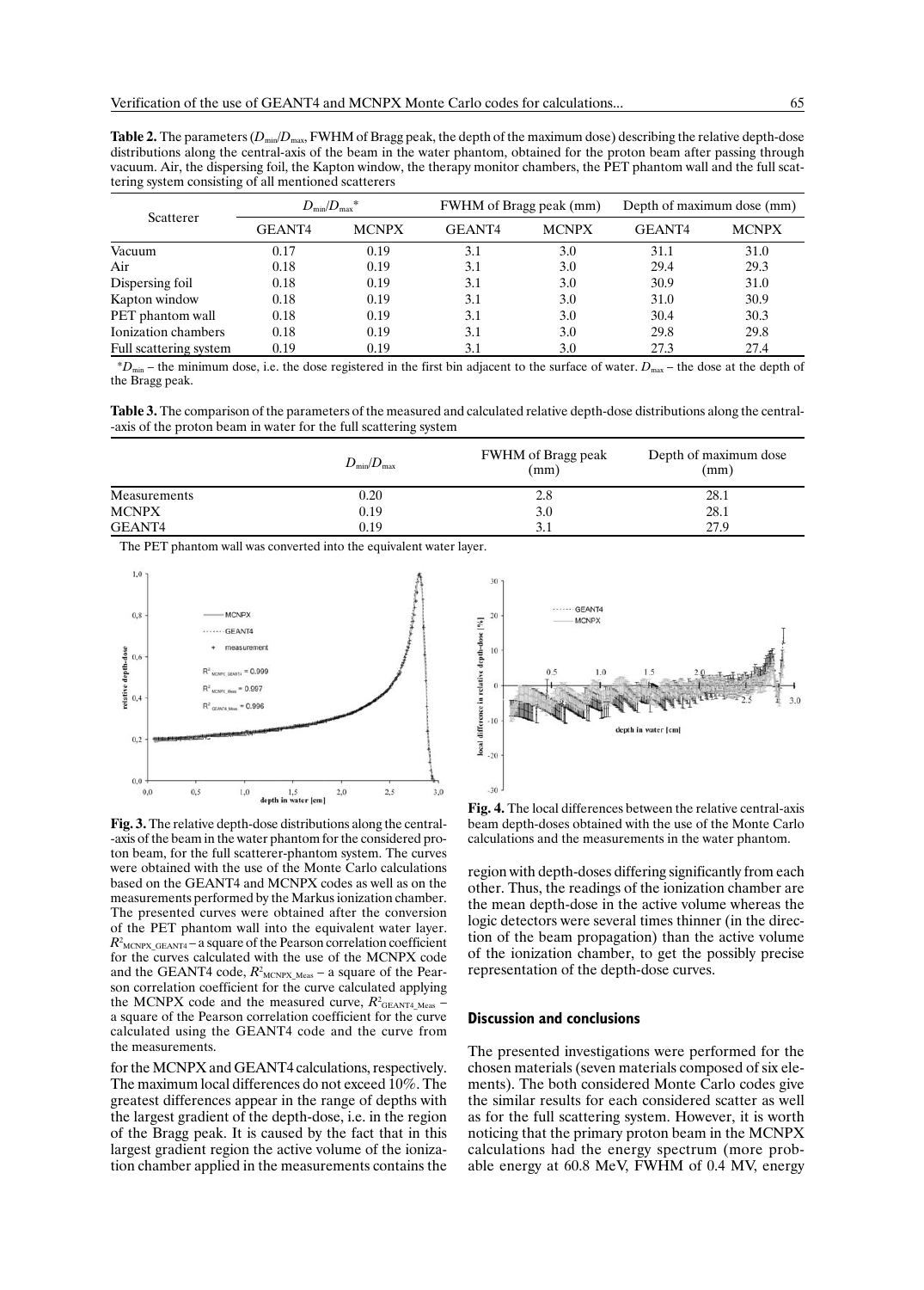**Table 2.** The parameters ($D_{min}/D_{max}$, FWHM of Bragg peak, the depth of the maximum dose) describing the relative depth-dose distributions along the central-axis of the beam in the water phantom, obtained for the proton beam after passing through vacuum. Air, the dispersing foil, the Kapton window, the therapy monitor chambers, the PET phantom wall and the full scattering system consisting of all mentioned scatterers

| Scatterer | $D_{min}/D_{max}$* | | FWHM of Bragg peak (mm) | | Depth of maximum dose (mm) | |
|---|---|---|---|---|---|---|
| | GEANT4 | MCNPX | GEANT4 | MCNPX | GEANT4 | MCNPX |
| Vacuum | 0.17 | 0.19 | 3.1 | 3.0 | 31.1 | 31.0 |
| Air | 0.18 | 0.19 | 3.1 | 3.0 | 29.4 | 29.3 |
| Dispersing foil | 0.18 | 0.19 | 3.1 | 3.0 | 30.9 | 31.0 |
| Kapton window | 0.18 | 0.19 | 3.1 | 3.0 | 31.0 | 30.9 |
| PET phantom wall | 0.18 | 0.19 | 3.1 | 3.0 | 30.4 | 30.3 |
| Ionization chambers | 0.18 | 0.19 | 3.1 | 3.0 | 29.8 | 29.8 |
| Full scattering system | 0.19 | 0.19 | 3.1 | 3.0 | 27.3 | 27.4 |

*$D_{min}$ – the minimum dose, i.e. the dose registered in the first bin adjacent to the surface of water. $D_{max}$ – the dose at the depth of the Bragg peak.

**Table 3.** The comparison of the parameters of the measured and calculated relative depth-dose distributions along the central-axis of the proton beam in water for the full scattering system

| | $D_{min}/D_{max}$ | FWHM of Bragg peak (mm) | Depth of maximum dose (mm) |
|---|---|---|---|
| Measurements | 0.20 | 2.8 | 28.1 |
| MCNPX | 0.19 | 3.0 | 28.1 |
| GEANT4 | 0.19 | 3.1 | 27.9 |

The PET phantom wall was converted into the equivalent water layer.

**Fig. 3.** The relative depth-dose distributions along the central-axis of the beam in the water phantom for the considered proton beam, for the full scatterer-phantom system. The curves were obtained with the use of the Monte Carlo calculations based on the GEANT4 and MCNPX codes as well as on the measurements performed by the Markus ionization chamber. The presented curves were obtained after the conversion of the PET phantom wall into the equivalent water layer. $R^2_{MCNPX\_GEANT4}$ – a square of the Pearson correlation coefficient for the curves calculated with the use of the MCNPX code and the GEANT4 code, $R^2_{MCNPX\_Meas}$ – a square of the Pearson correlation coefficient for the curve calculated applying the MCNPX code and the measured curve, $R^2_{GEANT4\_Meas}$ – a square of the Pearson correlation coefficient for the curve calculated using the GEANT4 code and the curve from the measurements.

**Fig. 4.** The local differences between the relative central-axis beam depth-doses obtained with the use of the Monte Carlo calculations and the measurements in the water phantom.

for the MCNPX and GEANT4 calculations, respectively. The maximum local differences do not exceed 10%. The greatest differences appear in the range of depths with the largest gradient of the depth-dose, i.e. in the region of the Bragg peak. It is caused by the fact that in this largest gradient region the active volume of the ionization chamber applied in the measurements contains the region with depth-doses differing significantly from each other. Thus, the readings of the ionization chamber are the mean depth-dose in the active volume whereas the logic detectors were several times thinner (in the direction of the beam propagation) than the active volume of the ionization chamber, to get the possibly precise representation of the depth-dose curves.

## Discussion and conclusions

The presented investigations were performed for the chosen materials (seven materials composed of six elements). The both considered Monte Carlo codes give the similar results for each considered scatter as well as for the full scattering system. However, it is worth noticing that the primary proton beam in the MCNPX calculations had the energy spectrum (more probable energy at 60.8 MeV, FWHM of 0.4 MV, energy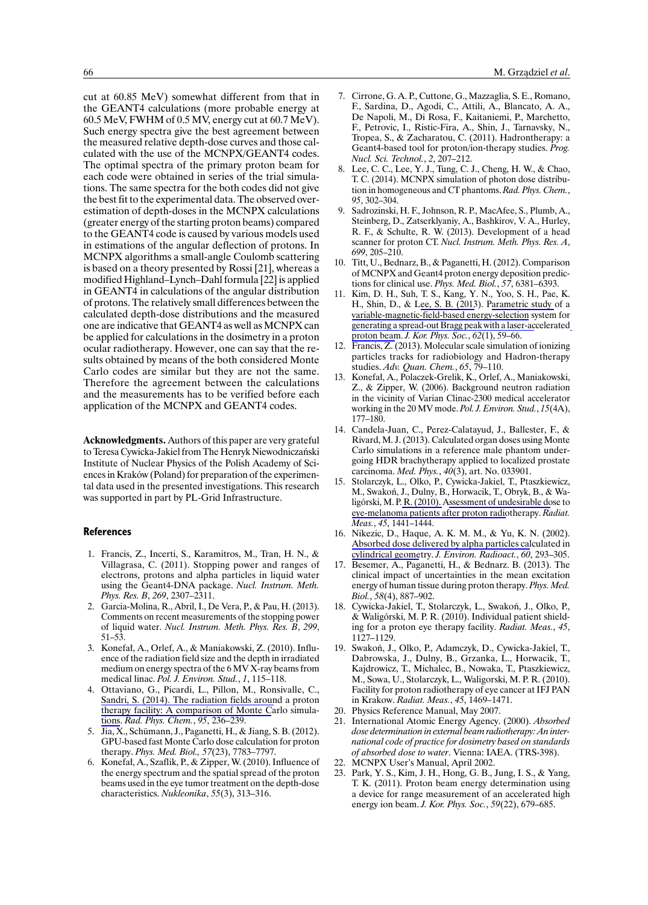cut at 60.85 MeV) somewhat different from that in the GEANT4 calculations (more probable energy at 60.5 MeV, FWHM of 0.5 MV, energy cut at 60.7 MeV). Such energy spectra give the best agreement between the measured relative depth-dose curves and those calculated with the use of the MCNPX/GEANT4 codes. The optimal spectra of the primary proton beam for each code were obtained in series of the trial simulations. The same spectra for the both codes did not give the best fit to the experimental data. The observed overestimation of depth-doses in the MCNPX calculations (greater energy of the starting proton beams) compared to the GEANT4 code is caused by various models used in estimations of the angular deflection of protons. In MCNPX algorithms a small-angle Coulomb scattering is based on a theory presented by Rossi [21], whereas a modified Highland–Lynch–Dahl formula [22] is applied in GEANT4 in calculations of the angular distribution of protons. The relatively small differences between the calculated depth-dose distributions and the measured one are indicative that GEANT4 as well as MCNPX can be applied for calculations in the dosimetry in a proton ocular radiotherapy. However, one can say that the results obtained by means of the both considered Monte Carlo codes are similar but they are not the same. Therefore the agreement between the calculations and the measurements has to be verified before each application of the MCNPX and GEANT4 codes.

**Acknowledgments.** Authors of this paper are very grateful to Teresa Cywicka-Jakiel from The Henryk Niewodniczański Institute of Nuclear Physics of the Polish Academy of Sciences in Kraków (Poland) for preparation of the experimental data used in the presented investigations. This research was supported in part by PL-Grid Infrastructure.

## References

1. Francis, Z., Incerti, S., Karamitros, M., Tran, H. N., & Villagrasa, C. (2011). Stopping power and ranges of electrons, protons and alpha particles in liquid water using the Geant4-DNA package. *Nucl. Instrum. Meth. Phys. Res. B*, *269*, 2307–2311.
2. Garcia-Molina, R., Abril, I., De Vera, P., & Pau, H. (2013). Comments on recent measurements of the stopping power of liquid water. *Nucl. Instrum. Meth. Phys. Res. B*, *299*, 51–53.
3. Konefał, A., Orlef, A., & Maniakowski, Z. (2010). Influence of the radiation field size and the depth in irradiated medium on energy spectra of the 6 MV X-ray beams from medical linac. *Pol. J. Environ. Stud.*, *1*, 115–118.
4. Ottaviano, G., Picardi, L., Pillon, M., Ronsivalle, C., Sandri, S. (2014). The radiation fields around a proton therapy facility: A comparison of Monte Carlo simulations. *Rad. Phys. Chem.*, *95*, 236–239.
5. Jia, X., Schümann, J., Paganetti, H., & Jiang, S. B. (2012). GPU-based fast Monte Carlo dose calculation for proton therapy. *Phys. Med. Biol.,* *57*(23), 7783–7797.
6. Konefał, A., Szaflik, P., & Zipper, W. (2010). Influence of the energy spectrum and the spatial spread of the proton beams used in the eye tumor treatment on the depth-dose characteristics. *Nukleonika*, *55*(3), 313–316.
7. Cirrone, G. A. P., Cuttone, G., Mazzaglia, S. E., Romano, F., Sardina, D., Agodi, C., Attili, A., Blancato, A. A., De Napoli, M., Di Rosa, F., Kaitaniemi, P., Marchetto, F., Petrovic, I., Ristic-Fira, A., Shin, J., Tarnavsky, N., Tropea, S., & Zacharatou, C. (2011). Hadrontherapy: a Geant4-based tool for proton/ion-therapy studies. *Prog. Nucl. Sci. Technol.*, *2*, 207–212.
8. Lee, C. C., Lee, Y. J., Tung, C. J., Cheng, H. W., & Chao, T. C. (2014). MCNPX simulation of photon dose distribution in homogeneous and CT phantoms. *Rad. Phys. Chem.*, *95*, 302–304.
9. Sadrozinski, H. F., Johnson, R. P., MacAfee, S., Plumb, A., Steinberg, D., Zatserklyaniy, A., Bashkirov, V. A., Hurley, R. F., & Schulte, R. W. (2013). Development of a head scanner for proton CT. *Nucl. Instrum. Meth. Phys. Res. A*, *699*, 205–210.
10. Titt, U., Bednarz, B., & Paganetti, H. (2012). Comparison of MCNPX and Geant4 proton energy deposition predictions for clinical use. *Phys. Med. Biol.*, *57*, 6381–6393.
11. Kim, D. H., Suh, T. S., Kang, Y. N., Yoo, S. H., Pae, K. H., Shin, D., & Lee, S. B. (2013). Parametric study of a variable-magnetic-field-based energy-selection system for generating a spread-out Bragg peak with a laser-accelerated proton beam. *J. Kor. Phys. Soc.*, *62*(1), 59–66.
12. Francis, Z. (2013). Molecular scale simulation of ionizing particles tracks for radiobiology and Hadron-therapy studies. *Adv. Quan. Chem.*, *65*, 79–110.
13. Konefał, A., Polaczek-Grelik, K., Orlef, A., Maniakowski, Z., & Zipper, W. (2006). Background neutron radiation in the vicinity of Varian Clinac-2300 medical accelerator working in the 20 MV mode. *Pol. J. Environ. Stud.*, *15*(4A), 177–180.
14. Candela-Juan, C., Perez-Calatayud, J., Ballester, F., & Rivard, M. J. (2013). Calculated organ doses using Monte Carlo simulations in a reference male phantom undergoing HDR brachytherapy applied to localized prostate carcinoma. *Med. Phys.*, *40*(3), art. No. 033901.
15. Stolarczyk, L., Olko, P., Cywicka-Jakiel, T., Ptaszkiewicz, M., Swakoń, J., Dulny, B., Horwacik, T., Obryk, B., & Waligórski, M. P. R. (2010). Assessment of undesirable dose to eye-melanoma patients after proton radiotherapy. *Radiat. Meas.*, *45*, 1441–1444.
16. Nikezic, D., Haque, A. K. M. M., & Yu, K. N. (2002). Absorbed dose delivered by alpha particles calculated in cylindrical geometry. *J. Environ. Radioact.*, *60*, 293–305.
17. Besemer, A., Paganetti, H., & Bednarz. B. (2013). The clinical impact of uncertainties in the mean excitation energy of human tissue during proton therapy. *Phys. Med. Biol.*, *58*(4), 887–902.
18. Cywicka-Jakiel, T., Stolarczyk, L., Swakoń, J., Olko, P., & Waligórski, M. P. R. (2010). Individual patient shielding for a proton eye therapy facility. *Radiat. Meas.*, *45*, 1127–1129.
19. Swakoń, J., Olko, P., Adamczyk, D., Cywicka-Jakiel, T., Dabrowska, J., Dulny, B., Grzanka, L., Horwacik, T., Kajdrowicz, T., Michalec, B., Nowaka, T., Ptaszkiewicz, M., Sowa, U., Stolarczyk, L., Waligorski, M. P. R. (2010). Facility for proton radiotherapy of eye cancer at IFJ PAN in Krakow. *Radiat. Meas.*, *45*, 1469–1471.
20. Physics Reference Manual, May 2007.
21. International Atomic Energy Agency. (2000). *Absorbed dose determination in external beam radiotherapy: An international code of practice for dosimetry based on standards of absorbed dose to water*. Vienna: IAEA. (TRS-398).
22. MCNPX User's Manual, April 2002.
23. Park, Y. S., Kim, J. H., Hong, G. B., Jung, I. S., & Yang, T. K. (2011). Proton beam energy determination using a device for range measurement of an accelerated high energy ion beam. *J. Kor. Phys. Soc.*, *59*(22), 679–685.